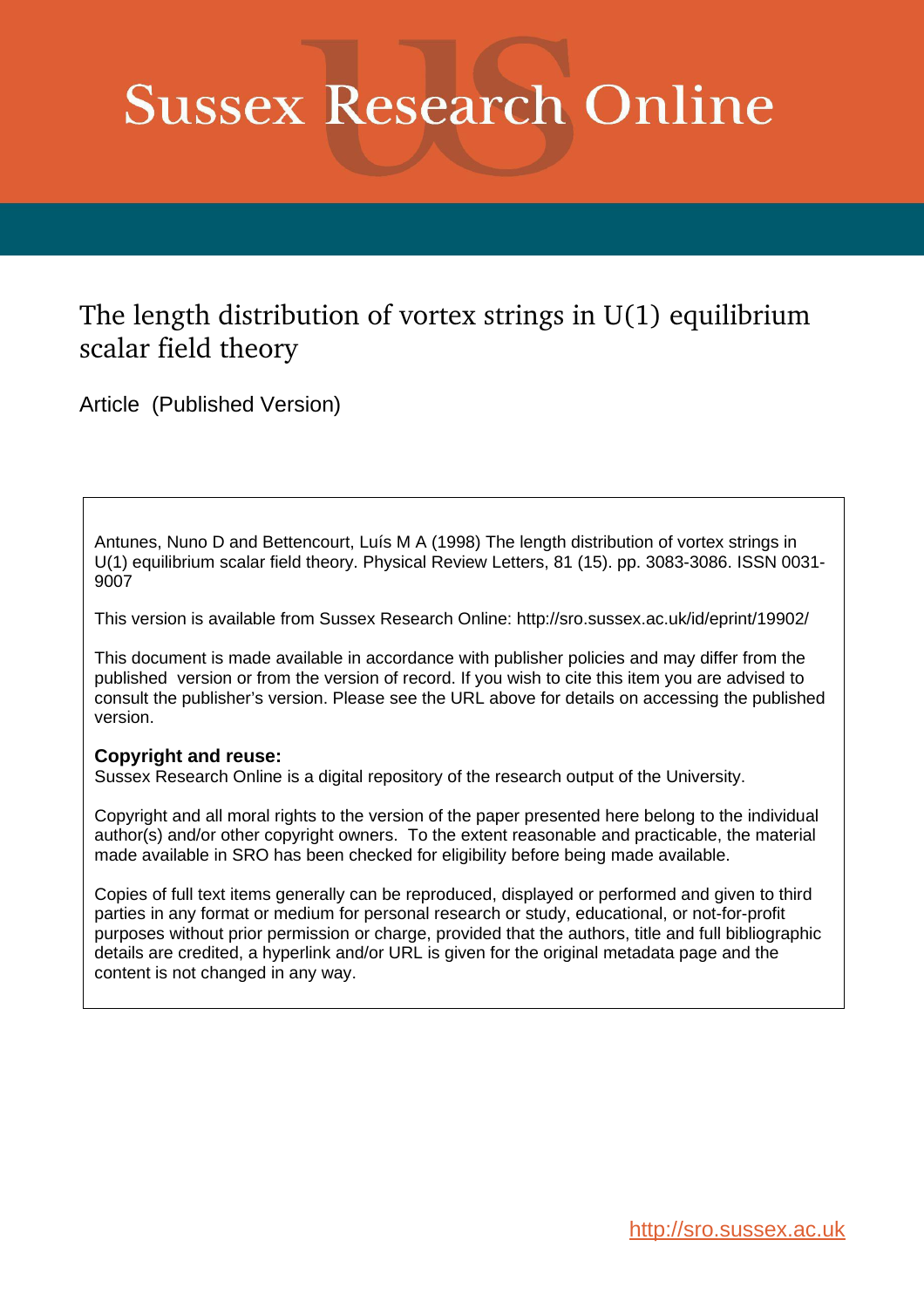# Sussex Research Online

## The length distribution of vortex strings in U(1) equilibrium scalar field theory

Article (Published Version)

Antunes, Nuno D and Bettencourt, Luís M A (1998) The length distribution of vortex strings in U(1) equilibrium scalar field theory. Physical Review Letters, 81 (15). pp. 3083-3086. ISSN 0031-9007

This version is available from Sussex Research Online: http://sro.sussex.ac.uk/id/eprint/19902/

This document is made available in accordance with publisher policies and may differ from the published version or from the version of record. If you wish to cite this item you are advised to consult the publisher's version. Please see the URL above for details on accessing the published version.

**Copyright and reuse:**
Sussex Research Online is a digital repository of the research output of the University.

Copyright and all moral rights to the version of the paper presented here belong to the individual author(s) and/or other copyright owners. To the extent reasonable and practicable, the material made available in SRO has been checked for eligibility before being made available.

Copies of full text items generally can be reproduced, displayed or performed and given to third parties in any format or medium for personal research or study, educational, or not-for-profit purposes without prior permission or charge, provided that the authors, title and full bibliographic details are credited, a hyperlink and/or URL is given for the original metadata page and the content is not changed in any way.

http://sro.sussex.ac.uk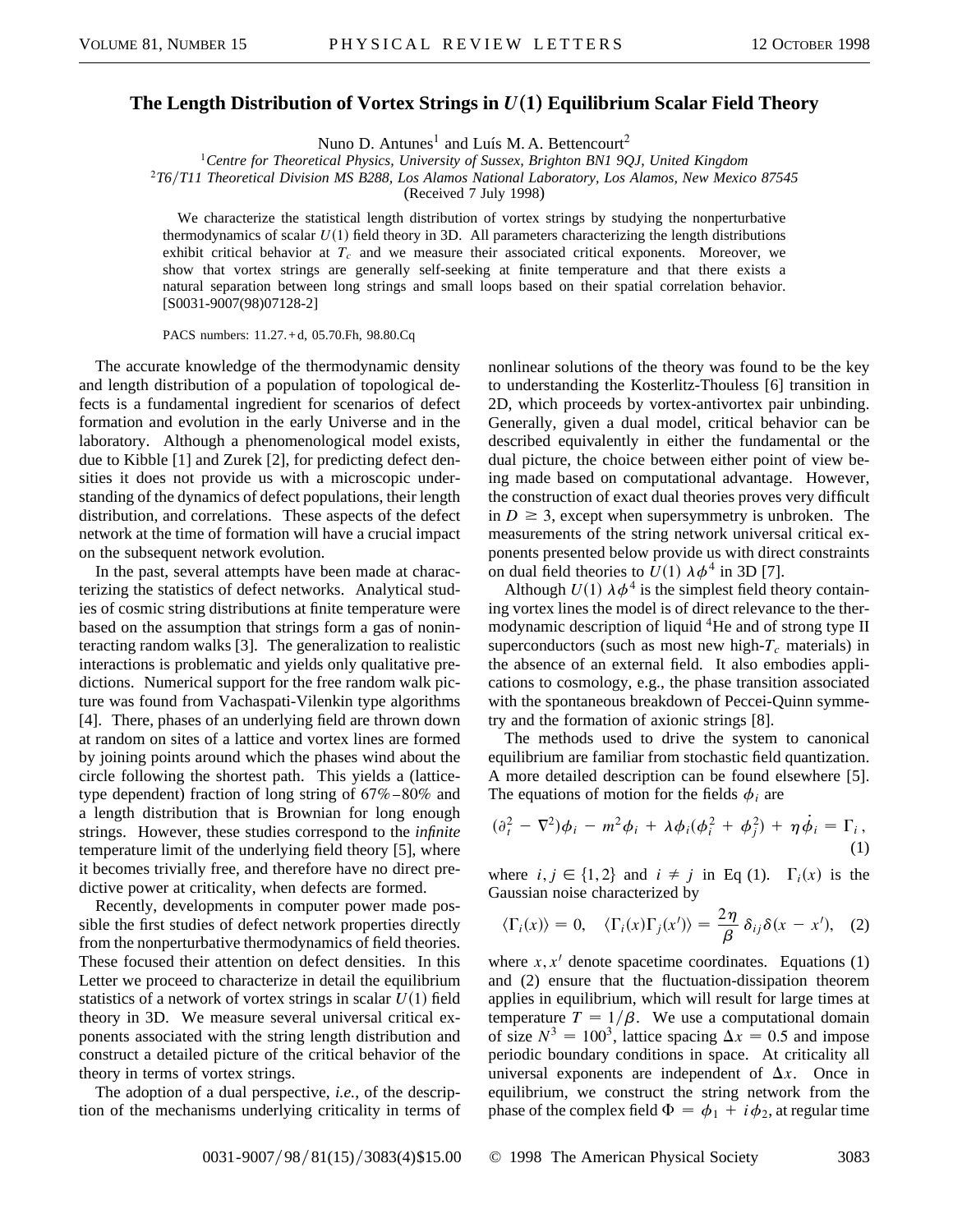# The Length Distribution of Vortex Strings in $U(1)$ Equilibrium Scalar Field Theory

Nuno D. Antunes[1] and Luís M. A. Bettencourt[2]

[1]*Centre for Theoretical Physics, University of Sussex, Brighton BN1 9QJ, United Kingdom*
[2]*T6/T11 Theoretical Division MS B288, Los Alamos National Laboratory, Los Alamos, New Mexico 87545*
(Received 7 July 1998)

We characterize the statistical length distribution of vortex strings by studying the nonperturbative thermodynamics of scalar $U(1)$ field theory in 3D. All parameters characterizing the length distributions exhibit critical behavior at $T_c$ and we measure their associated critical exponents. Moreover, we show that vortex strings are generally self-seeking at finite temperature and that there exists a natural separation between long strings and small loops based on their spatial correlation behavior. [S0031-9007(98)07128-2]

PACS numbers: 11.27.+d, 05.70.Fh, 98.80.Cq

The accurate knowledge of the thermodynamic density and length distribution of a population of topological defects is a fundamental ingredient for scenarios of defect formation and evolution in the early Universe and in the laboratory. Although a phenomenological model exists, due to Kibble [1] and Zurek [2], for predicting defect densities it does not provide us with a microscopic understanding of the dynamics of defect populations, their length distribution, and correlations. These aspects of the defect network at the time of formation will have a crucial impact on the subsequent network evolution.

In the past, several attempts have been made at characterizing the statistics of defect networks. Analytical studies of cosmic string distributions at finite temperature were based on the assumption that strings form a gas of noninteracting random walks [3]. The generalization to realistic interactions is problematic and yields only qualitative predictions. Numerical support for the free random walk picture was found from Vachaspati-Vilenkin type algorithms [4]. There, phases of an underlying field are thrown down at random on sites of a lattice and vortex lines are formed by joining points around which the phases wind about the circle following the shortest path. This yields a (lattice-type dependent) fraction of long string of 67%–80% and a length distribution that is Brownian for long enough strings. However, these studies correspond to the *infinite* temperature limit of the underlying field theory [5], where it becomes trivially free, and therefore have no direct predictive power at criticality, when defects are formed.

Recently, developments in computer power made possible the first studies of defect network properties directly from the nonperturbative thermodynamics of field theories. These focused their attention on defect densities. In this Letter we proceed to characterize in detail the equilibrium statistics of a network of vortex strings in scalar $U(1)$ field theory in 3D. We measure several universal critical exponents associated with the string length distribution and construct a detailed picture of the critical behavior of the theory in terms of vortex strings.

The adoption of a dual perspective, *i.e.*, of the description of the mechanisms underlying criticality in terms of nonlinear solutions of the theory was found to be the key to understanding the Kosterlitz-Thouless [6] transition in 2D, which proceeds by vortex-antivortex pair unbinding. Generally, given a dual model, critical behavior can be described equivalently in either the fundamental or the dual picture, the choice between either point of view being made based on computational advantage. However, the construction of exact dual theories proves very difficult in $D \geq 3$, except when supersymmetry is unbroken. The measurements of the string network universal critical exponents presented below provide us with direct constraints on dual field theories to $U(1)$ $\lambda\phi^4$ in 3D [7].

Although $U(1)$ $\lambda\phi^4$ is the simplest field theory containing vortex lines the model is of direct relevance to the thermodynamic description of liquid $^4$He and of strong type II superconductors (such as most new high-$T_c$ materials) in the absence of an external field. It also embodies applications to cosmology, e.g., the phase transition associated with the spontaneous breakdown of Peccei-Quinn symmetry and the formation of axionic strings [8].

The methods used to drive the system to canonical equilibrium are familiar from stochastic field quantization. A more detailed description can be found elsewhere [5]. The equations of motion for the fields $\phi_i$ are

$$(\partial_t^2 - \nabla^2)\phi_i - m^2\phi_i + \lambda\phi_i(\phi_i^2 + \phi_j^2) + \eta\dot{\phi}_i = \Gamma_i\,, \tag{1}$$

where $i, j \in \{1, 2\}$ and $i \neq j$ in Eq (1). $\Gamma_i(x)$ is the Gaussian noise characterized by

$$\langle \Gamma_i(x) \rangle = 0, \quad \langle \Gamma_i(x)\Gamma_j(x') \rangle = \frac{2\eta}{\beta}\,\delta_{ij}\delta(x - x'), \tag{2}$$

where $x, x'$ denote spacetime coordinates. Equations (1) and (2) ensure that the fluctuation-dissipation theorem applies in equilibrium, which will result for large times at temperature $T = 1/\beta$. We use a computational domain of size $N^3 = 100^3$, lattice spacing $\Delta x = 0.5$ and impose periodic boundary conditions in space. At criticality all universal exponents are independent of $\Delta x$. Once in equilibrium, we construct the string network from the phase of the complex field $\Phi = \phi_1 + i\phi_2$, at regular time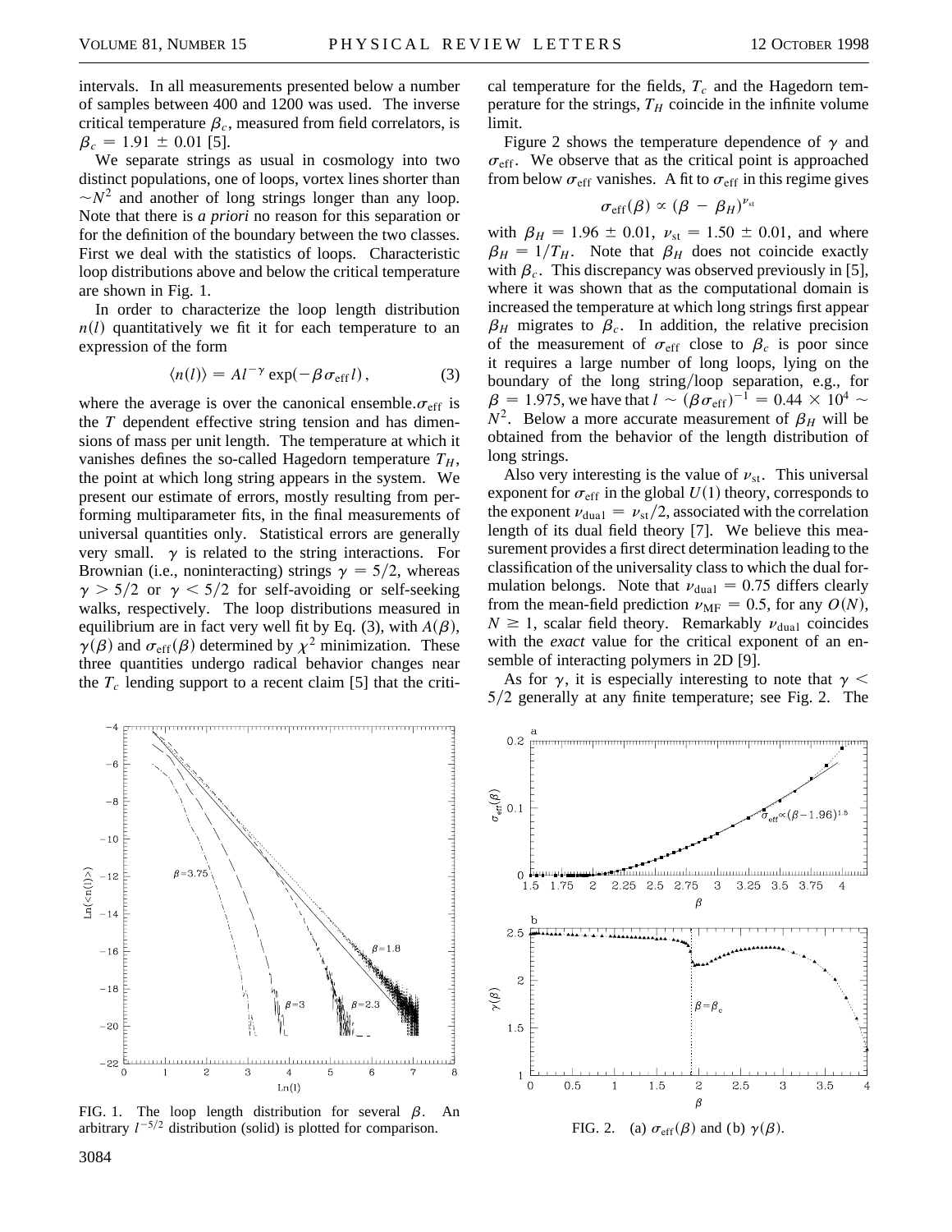intervals. In all measurements presented below a number of samples between 400 and 1200 was used. The inverse critical temperature $\beta_c$, measured from field correlators, is $\beta_c = 1.91 \pm 0.01$ [5].

We separate strings as usual in cosmology into two distinct populations, one of loops, vortex lines shorter than $\sim N^2$ and another of long strings longer than any loop. Note that there is *a priori* no reason for this separation or for the definition of the boundary between the two classes. First we deal with the statistics of loops. Characteristic loop distributions above and below the critical temperature are shown in Fig. 1.

In order to characterize the loop length distribution $n(l)$ quantitatively we fit it for each temperature to an expression of the form

$$\langle n(l) \rangle = A l^{-\gamma} \exp(-\beta \sigma_{\rm eff} l), \tag{3}$$

where the average is over the canonical ensemble. $\sigma_{\rm eff}$ is the $T$ dependent effective string tension and has dimensions of mass per unit length. The temperature at which it vanishes defines the so-called Hagedorn temperature $T_H$, the point at which long string appears in the system. We present our estimate of errors, mostly resulting from performing multiparameter fits, in the final measurements of universal quantities only. Statistical errors are generally very small. $\gamma$ is related to the string interactions. For Brownian (i.e., noninteracting) strings $\gamma = 5/2$, whereas $\gamma > 5/2$ or $\gamma < 5/2$ for self-avoiding or self-seeking walks, respectively. The loop distributions measured in equilibrium are in fact very well fit by Eq. (3), with $A(\beta)$, $\gamma(\beta)$ and $\sigma_{\rm eff}(\beta)$ determined by $\chi^2$ minimization. These three quantities undergo radical behavior changes near the $T_c$ lending support to a recent claim [5] that the critical temperature for the fields, $T_c$ and the Hagedorn temperature for the strings, $T_H$ coincide in the infinite volume limit.

Figure 2 shows the temperature dependence of $\gamma$ and $\sigma_{\rm eff}$. We observe that as the critical point is approached from below $\sigma_{\rm eff}$ vanishes. A fit to $\sigma_{\rm eff}$ in this regime gives

$$\sigma_{\rm eff}(\beta) \propto (\beta - \beta_H)^{\nu_{\rm st}}$$

with $\beta_H = 1.96 \pm 0.01$, $\nu_{\rm st} = 1.50 \pm 0.01$, and where $\beta_H = 1/T_H$. Note that $\beta_H$ does not coincide exactly with $\beta_c$. This discrepancy was observed previously in [5], where it was shown that as the computational domain is increased the temperature at which long strings first appear $\beta_H$ migrates to $\beta_c$. In addition, the relative precision of the measurement of $\sigma_{\rm eff}$ close to $\beta_c$ is poor since it requires a large number of long loops, lying on the boundary of the long string/loop separation, e.g., for $\beta = 1.975$, we have that $l \sim (\beta\sigma_{\rm eff})^{-1} = 0.44 \times 10^4 \sim N^2$. Below a more accurate measurement of $\beta_H$ will be obtained from the behavior of the length distribution of long strings.

Also very interesting is the value of $\nu_{\rm st}$. This universal exponent for $\sigma_{\rm eff}$ in the global $U(1)$ theory, corresponds to the exponent $\nu_{\rm dual} = \nu_{\rm st}/2$, associated with the correlation length of its dual field theory [7]. We believe this measurement provides a first direct determination leading to the classification of the universality class to which the dual formulation belongs. Note that $\nu_{\rm dual} = 0.75$ differs clearly from the mean-field prediction $\nu_{\rm MF} = 0.5$, for any $O(N)$, $N \geq 1$, scalar field theory. Remarkably $\nu_{\rm dual}$ coincides with the *exact* value for the critical exponent of an ensemble of interacting polymers in 2D [9].

As for $\gamma$, it is especially interesting to note that $\gamma < 5/2$ generally at any finite temperature; see Fig. 2. The

FIG. 1. The loop length distribution for several $\beta$. An arbitrary $l^{-5/2}$ distribution (solid) is plotted for comparison.

FIG. 2. (a) $\sigma_{\rm eff}(\beta)$ and (b) $\gamma(\beta)$.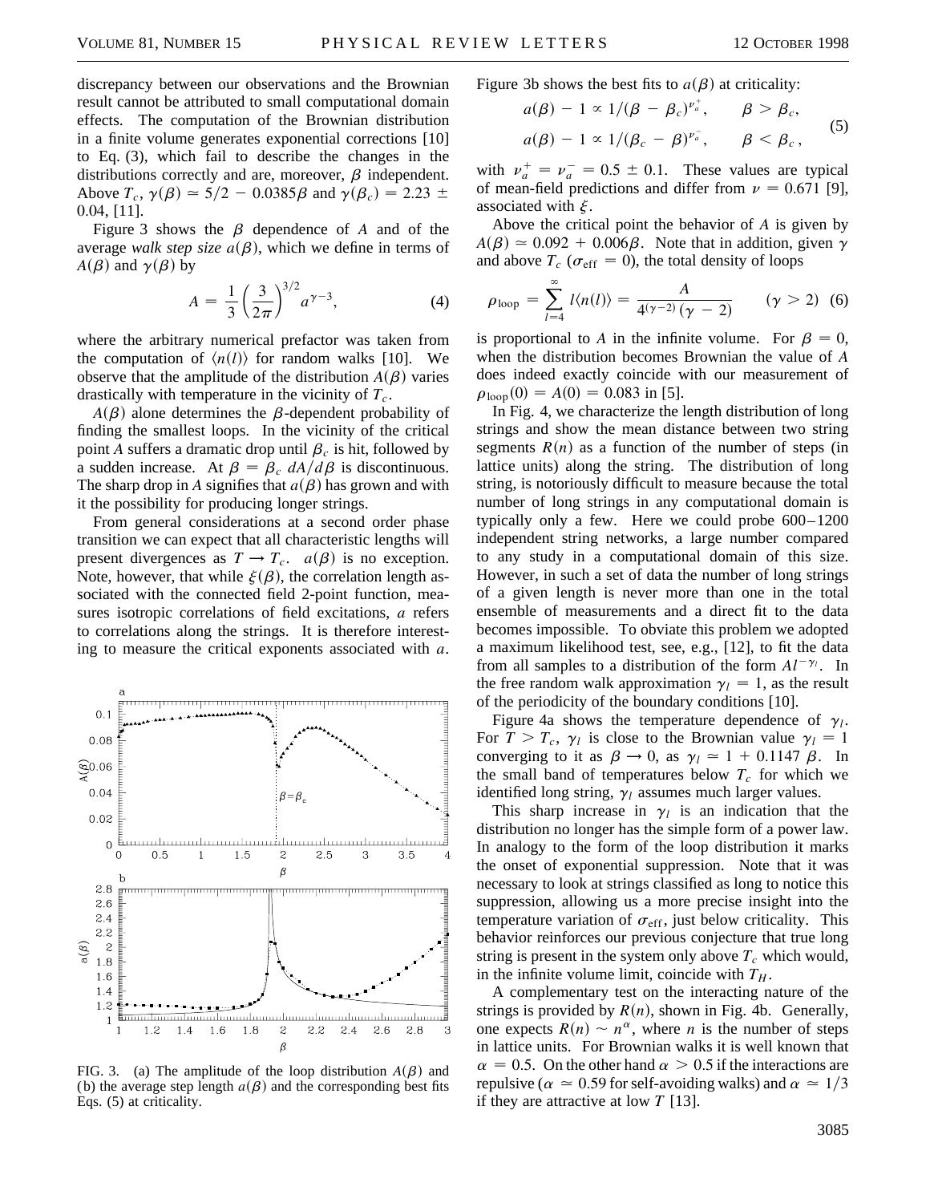discrepancy between our observations and the Brownian result cannot be attributed to small computational domain effects. The computation of the Brownian distribution in a finite volume generates exponential corrections [10] to Eq. (3), which fail to describe the changes in the distributions correctly and are, moreover, $\beta$ independent. Above $T_c$, $\gamma(\beta) \simeq 5/2 - 0.0385\beta$ and $\gamma(\beta_c) = 2.23 \pm 0.04$, [11].

Figure 3 shows the $\beta$ dependence of $A$ and of the average *walk step size* $a(\beta)$, which we define in terms of $A(\beta)$ and $\gamma(\beta)$ by

$$A = \frac{1}{3}\left(\frac{3}{2\pi}\right)^{3/2} a^{\gamma - 3}, \tag{4}$$

where the arbitrary numerical prefactor was taken from the computation of $\langle n(l) \rangle$ for random walks [10]. We observe that the amplitude of the distribution $A(\beta)$ varies drastically with temperature in the vicinity of $T_c$.

$A(\beta)$ alone determines the $\beta$-dependent probability of finding the smallest loops. In the vicinity of the critical point $A$ suffers a dramatic drop until $\beta_c$ is hit, followed by a sudden increase. At $\beta = \beta_c$ $dA/d\beta$ is discontinuous. The sharp drop in $A$ signifies that $a(\beta)$ has grown and with it the possibility for producing longer strings.

From general considerations at a second order phase transition we can expect that all characteristic lengths will present divergences as $T \to T_c$. $a(\beta)$ is no exception. Note, however, that while $\xi(\beta)$, the correlation length associated with the connected field 2-point function, measures isotropic correlations of field excitations, $a$ refers to correlations along the strings. It is therefore interesting to measure the critical exponents associated with $a$.

FIG. 3. (a) The amplitude of the loop distribution $A(\beta)$ and (b) the average step length $a(\beta)$ and the corresponding best fits Eqs. (5) at criticality.

Figure 3b shows the best fits to $a(\beta)$ at criticality:

$$\begin{aligned} a(\beta) - 1 &\propto 1/(\beta - \beta_c)^{\nu_a^+}, \qquad \beta > \beta_c, \\ a(\beta) - 1 &\propto 1/(\beta_c - \beta)^{\nu_a^-}, \qquad \beta < \beta_c, \end{aligned} \tag{5}$$

with $\nu_a^+ = \nu_a^- = 0.5 \pm 0.1$. These values are typical of mean-field predictions and differ from $\nu = 0.671$ [9], associated with $\xi$.

Above the critical point the behavior of $A$ is given by $A(\beta) \simeq 0.092 + 0.006\beta$. Note that in addition, given $\gamma$ and above $T_c$ ($\sigma_{\mathrm{eff}} = 0$), the total density of loops

$$\rho_{\mathrm{loop}} = \sum_{l=4}^{\infty} l\langle n(l) \rangle = \frac{A}{4^{(\gamma-2)}(\gamma - 2)} \qquad (\gamma > 2) \tag{6}$$

is proportional to $A$ in the infinite volume. For $\beta = 0$, when the distribution becomes Brownian the value of $A$ does indeed exactly coincide with our measurement of $\rho_{\mathrm{loop}}(0) = A(0) = 0.083$ in [5].

In Fig. 4, we characterize the length distribution of long strings and show the mean distance between two string segments $R(n)$ as a function of the number of steps (in lattice units) along the string. The distribution of long string, is notoriously difficult to measure because the total number of long strings in any computational domain is typically only a few. Here we could probe 600–1200 independent string networks, a large number compared to any study in a computational domain of this size. However, in such a set of data the number of long strings of a given length is never more than one in the total ensemble of measurements and a direct fit to the data becomes impossible. To obviate this problem we adopted a maximum likelihood test, see, e.g., [12], to fit the data from all samples to a distribution of the form $Al^{-\gamma_l}$. In the free random walk approximation $\gamma_l = 1$, as the result of the periodicity of the boundary conditions [10].

Figure 4a shows the temperature dependence of $\gamma_l$. For $T > T_c$, $\gamma_l$ is close to the Brownian value $\gamma_l = 1$ converging to it as $\beta \to 0$, as $\gamma_l \simeq 1 + 0.1147\,\beta$. In the small band of temperatures below $T_c$ for which we identified long string, $\gamma_l$ assumes much larger values.

This sharp increase in $\gamma_l$ is an indication that the distribution no longer has the simple form of a power law. In analogy to the form of the loop distribution it marks the onset of exponential suppression. Note that it was necessary to look at strings classified as long to notice this suppression, allowing us a more precise insight into the temperature variation of $\sigma_{\mathrm{eff}}$, just below criticality. This behavior reinforces our previous conjecture that true long string is present in the system only above $T_c$ which would, in the infinite volume limit, coincide with $T_H$.

A complementary test on the interacting nature of the strings is provided by $R(n)$, shown in Fig. 4b. Generally, one expects $R(n) \sim n^{\alpha}$, where $n$ is the number of steps in lattice units. For Brownian walks it is well known that $\alpha = 0.5$. On the other hand $\alpha > 0.5$ if the interactions are repulsive ($\alpha \simeq 0.59$ for self-avoiding walks) and $\alpha \simeq 1/3$ if they are attractive at low $T$ [13].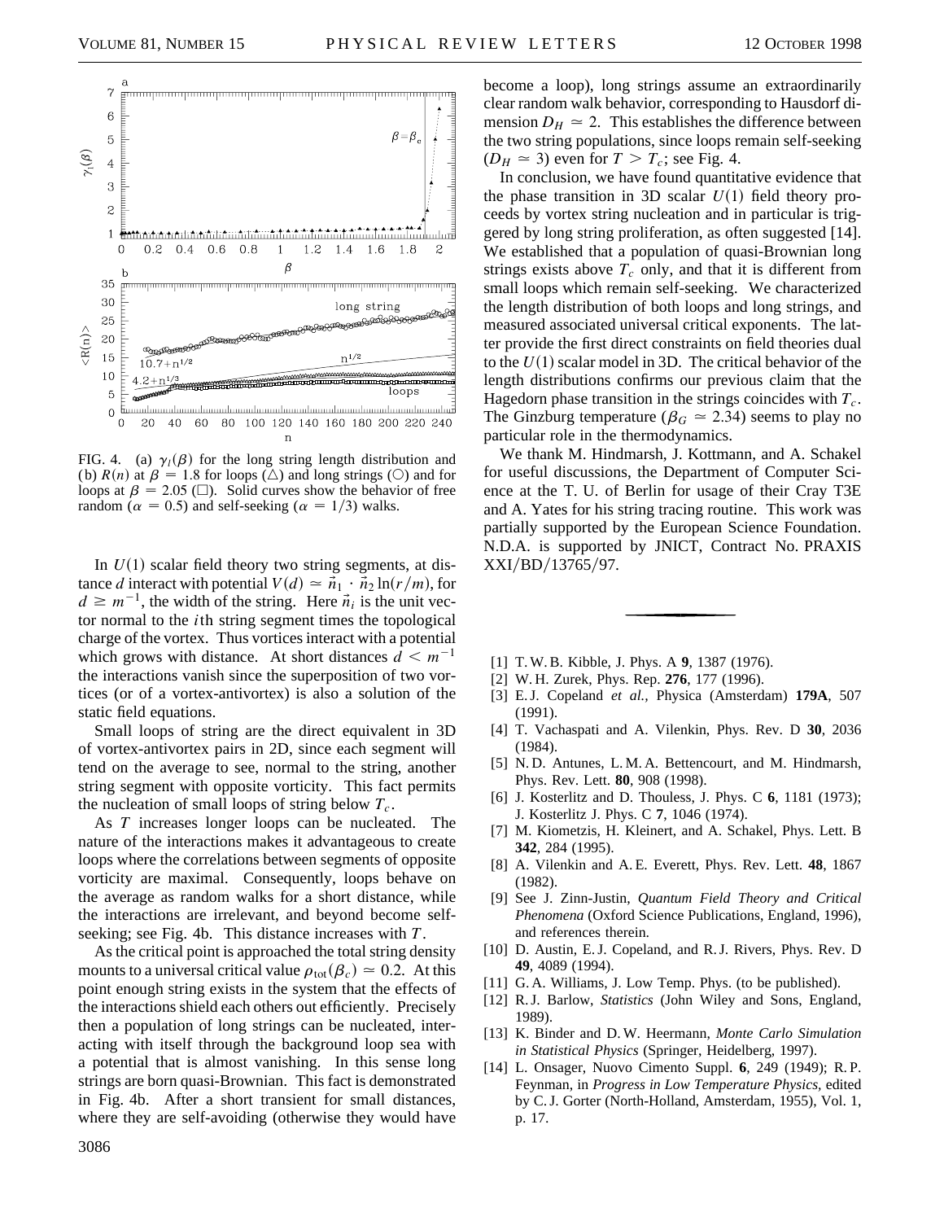a

7
6
5
4
3
2
1

$\gamma_l(\beta)$

$\beta=\beta_c$

0 0.2 0.4 0.6 0.8 1 1.2 1.4 1.6 1.8 2

$\beta$

b

35
30
25
20
15
10
5
0

<R(n)>

long string

$10.7+n^{1/2}$

$n^{1/2}$

$4.2+n^{1/3}$

loops

0 20 40 60 80 100 120 140 160 180 200 220 240

n

FIG. 4. (a) $\gamma_l(\beta)$ for the long string length distribution and (b) $R(n)$ at $\beta = 1.8$ for loops ($\triangle$) and long strings ($\bigcirc$) and for loops at $\beta = 2.05$ ($\square$). Solid curves show the behavior of free random ($\alpha = 0.5$) and self-seeking ($\alpha = 1/3$) walks.

In $U(1)$ scalar field theory two string segments, at distance $d$ interact with potential $V(d) \simeq \vec{n}_1 \cdot \vec{n}_2 \ln(r/m)$, for $d \geq m^{-1}$, the width of the string. Here $\vec{n}_i$ is the unit vector normal to the $i$th string segment times the topological charge of the vortex. Thus vortices interact with a potential which grows with distance. At short distances $d < m^{-1}$ the interactions vanish since the superposition of two vortices (or of a vortex-antivortex) is also a solution of the static field equations.

Small loops of string are the direct equivalent in 3D of vortex-antivortex pairs in 2D, since each segment will tend on the average to see, normal to the string, another string segment with opposite vorticity. This fact permits the nucleation of small loops of string below $T_c$.

As $T$ increases longer loops can be nucleated. The nature of the interactions makes it advantageous to create loops where the correlations between segments of opposite vorticity are maximal. Consequently, loops behave on the average as random walks for a short distance, while the interactions are irrelevant, and beyond become self-seeking; see Fig. 4b. This distance increases with $T$.

As the critical point is approached the total string density mounts to a universal critical value $\rho_{\text{tot}}(\beta_c) \simeq 0.2$. At this point enough string exists in the system that the effects of the interactions shield each others out efficiently. Precisely then a population of long strings can be nucleated, interacting with itself through the background loop sea with a potential that is almost vanishing. In this sense long strings are born quasi-Brownian. This fact is demonstrated in Fig. 4b. After a short transient for small distances, where they are self-avoiding (otherwise they would have become a loop), long strings assume an extraordinarily clear random walk behavior, corresponding to Hausdorf dimension $D_H \simeq 2$. This establishes the difference between the two string populations, since loops remain self-seeking ($D_H \simeq 3$) even for $T > T_c$; see Fig. 4.

In conclusion, we have found quantitative evidence that the phase transition in 3D scalar $U(1)$ field theory proceeds by vortex string nucleation and in particular is triggered by long string proliferation, as often suggested [14]. We established that a population of quasi-Brownian long strings exists above $T_c$ only, and that it is different from small loops which remain self-seeking. We characterized the length distribution of both loops and long strings, and measured associated universal critical exponents. The latter provide the first direct constraints on field theories dual to the $U(1)$ scalar model in 3D. The critical behavior of the length distributions confirms our previous claim that the Hagedorn phase transition in the strings coincides with $T_c$. The Ginzburg temperature ($\beta_G \simeq 2.34$) seems to play no particular role in the thermodynamics.

We thank M. Hindmarsh, J. Kottmann, and A. Schakel for useful discussions, the Department of Computer Science at the T. U. of Berlin for usage of their Cray T3E and A. Yates for his string tracing routine. This work was partially supported by the European Science Foundation. N.D.A. is supported by JNICT, Contract No. PRAXIS XXI/BD/13765/97.

---

[1] T. W. B. Kibble, J. Phys. A **9**, 1387 (1976).

[2] W. H. Zurek, Phys. Rep. **276**, 177 (1996).

[3] E. J. Copeland *et al.*, Physica (Amsterdam) **179A**, 507 (1991).

[4] T. Vachaspati and A. Vilenkin, Phys. Rev. D **30**, 2036 (1984).

[5] N. D. Antunes, L. M. A. Bettencourt, and M. Hindmarsh, Phys. Rev. Lett. **80**, 908 (1998).

[6] J. Kosterlitz and D. Thouless, J. Phys. C **6**, 1181 (1973); J. Kosterlitz J. Phys. C **7**, 1046 (1974).

[7] M. Kiometzis, H. Kleinert, and A. Schakel, Phys. Lett. B **342**, 284 (1995).

[8] A. Vilenkin and A. E. Everett, Phys. Rev. Lett. **48**, 1867 (1982).

[9] See J. Zinn-Justin, *Quantum Field Theory and Critical Phenomena* (Oxford Science Publications, England, 1996), and references therein.

[10] D. Austin, E. J. Copeland, and R. J. Rivers, Phys. Rev. D **49**, 4089 (1994).

[11] G. A. Williams, J. Low Temp. Phys. (to be published).

[12] R. J. Barlow, *Statistics* (John Wiley and Sons, England, 1989).

[13] K. Binder and D. W. Heermann, *Monte Carlo Simulation in Statistical Physics* (Springer, Heidelberg, 1997).

[14] L. Onsager, Nuovo Cimento Suppl. **6**, 249 (1949); R. P. Feynman, in *Progress in Low Temperature Physics*, edited by C. J. Gorter (North-Holland, Amsterdam, 1955), Vol. 1, p. 17.